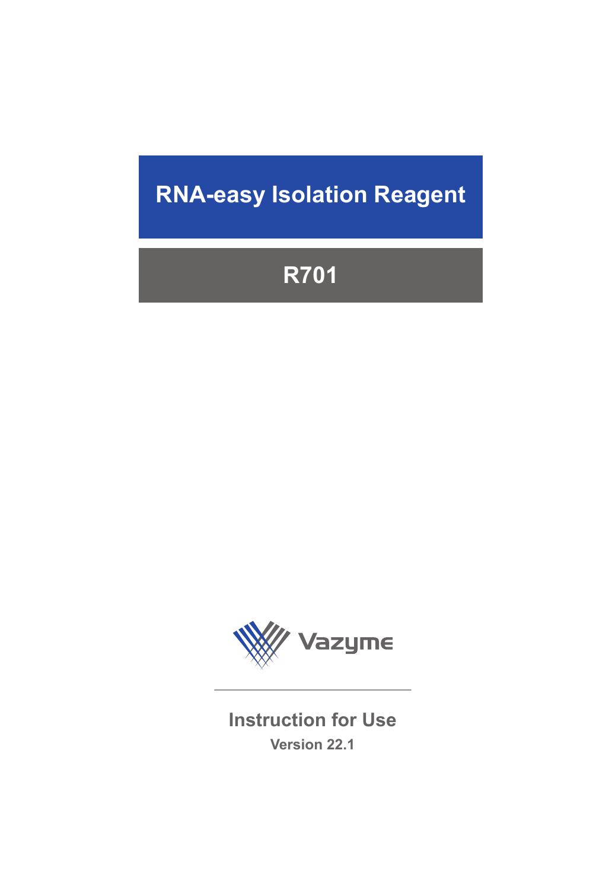# RNA-easy Isolation Reagent

## R701

Vazyme

**Instruction for Use**

**Version 22.1**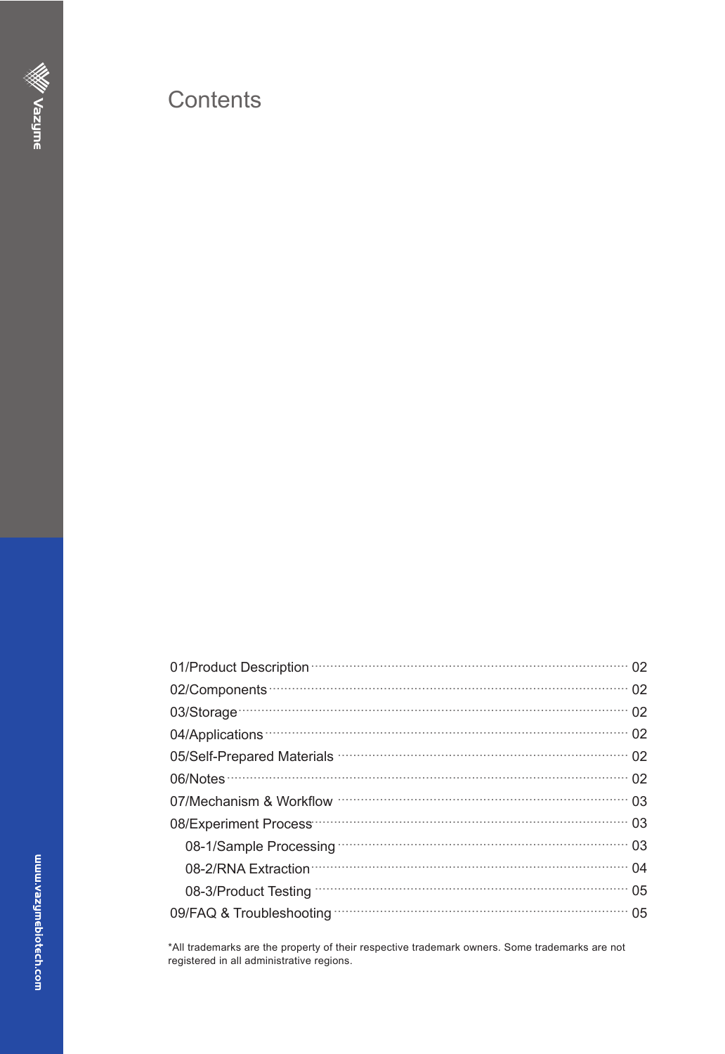# Contents

- 01/Product Description ........ 02
- 02/Components ........ 02
- 03/Storage ........ 02
- 04/Applications ........ 02
- 05/Self-Prepared Materials ........ 02
- 06/Notes ........ 02
- 07/Mechanism & Workflow ........ 03
- 08/Experiment Process ........ 03
  - 08-1/Sample Processing ........ 03
  - 08-2/RNA Extraction ........ 04
  - 08-3/Product Testing ........ 05
- 09/FAQ & Troubleshooting ........ 05

*All trademarks are the property of their respective trademark owners. Some trademarks are not registered in all administrative regions.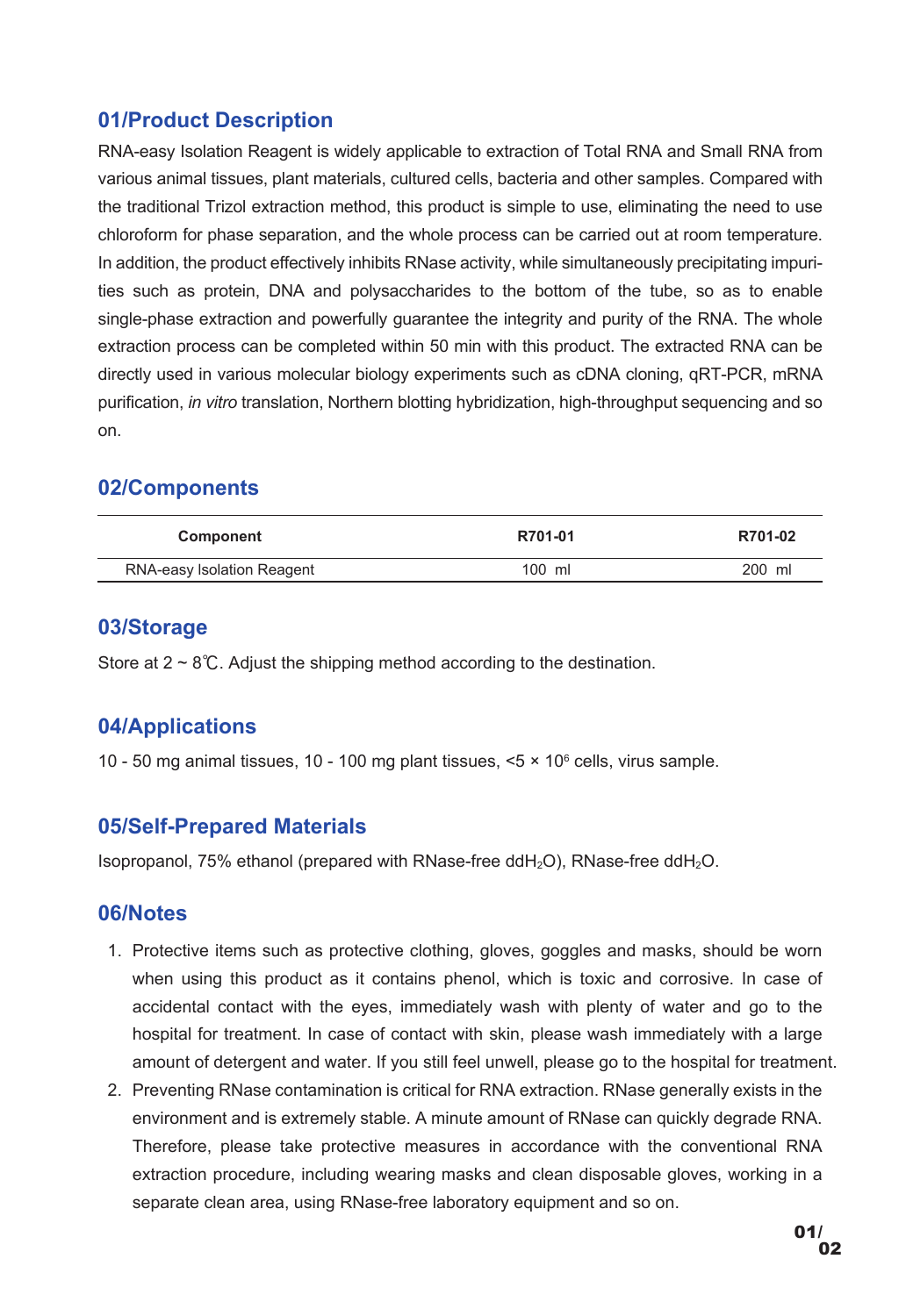## 01/Product Description

RNA-easy Isolation Reagent is widely applicable to extraction of Total RNA and Small RNA from various animal tissues, plant materials, cultured cells, bacteria and other samples. Compared with the traditional Trizol extraction method, this product is simple to use, eliminating the need to use chloroform for phase separation, and the whole process can be carried out at room temperature. In addition, the product effectively inhibits RNase activity, while simultaneously precipitating impurities such as protein, DNA and polysaccharides to the bottom of the tube, so as to enable single-phase extraction and powerfully guarantee the integrity and purity of the RNA. The whole extraction process can be completed within 50 min with this product. The extracted RNA can be directly used in various molecular biology experiments such as cDNA cloning, qRT-PCR, mRNA purification, *in vitro* translation, Northern blotting hybridization, high-throughput sequencing and so on.

## 02/Components

| Component | R701-01 | R701-02 |
|---|---|---|
| RNA-easy Isolation Reagent | 100 ml | 200 ml |

## 03/Storage

Store at 2 ~ 8℃. Adjust the shipping method according to the destination.

## 04/Applications

10 - 50 mg animal tissues, 10 - 100 mg plant tissues, <5 × $10^6$ cells, virus sample.

## 05/Self-Prepared Materials

Isopropanol, 75% ethanol (prepared with RNase-free dd$H_2O$), RNase-free dd$H_2O$.

## 06/Notes

1. Protective items such as protective clothing, gloves, goggles and masks, should be worn when using this product as it contains phenol, which is toxic and corrosive. In case of accidental contact with the eyes, immediately wash with plenty of water and go to the hospital for treatment. In case of contact with skin, please wash immediately with a large amount of detergent and water. If you still feel unwell, please go to the hospital for treatment.
2. Preventing RNase contamination is critical for RNA extraction. RNase generally exists in the environment and is extremely stable. A minute amount of RNase can quickly degrade RNA. Therefore, please take protective measures in accordance with the conventional RNA extraction procedure, including wearing masks and clean disposable gloves, working in a separate clean area, using RNase-free laboratory equipment and so on.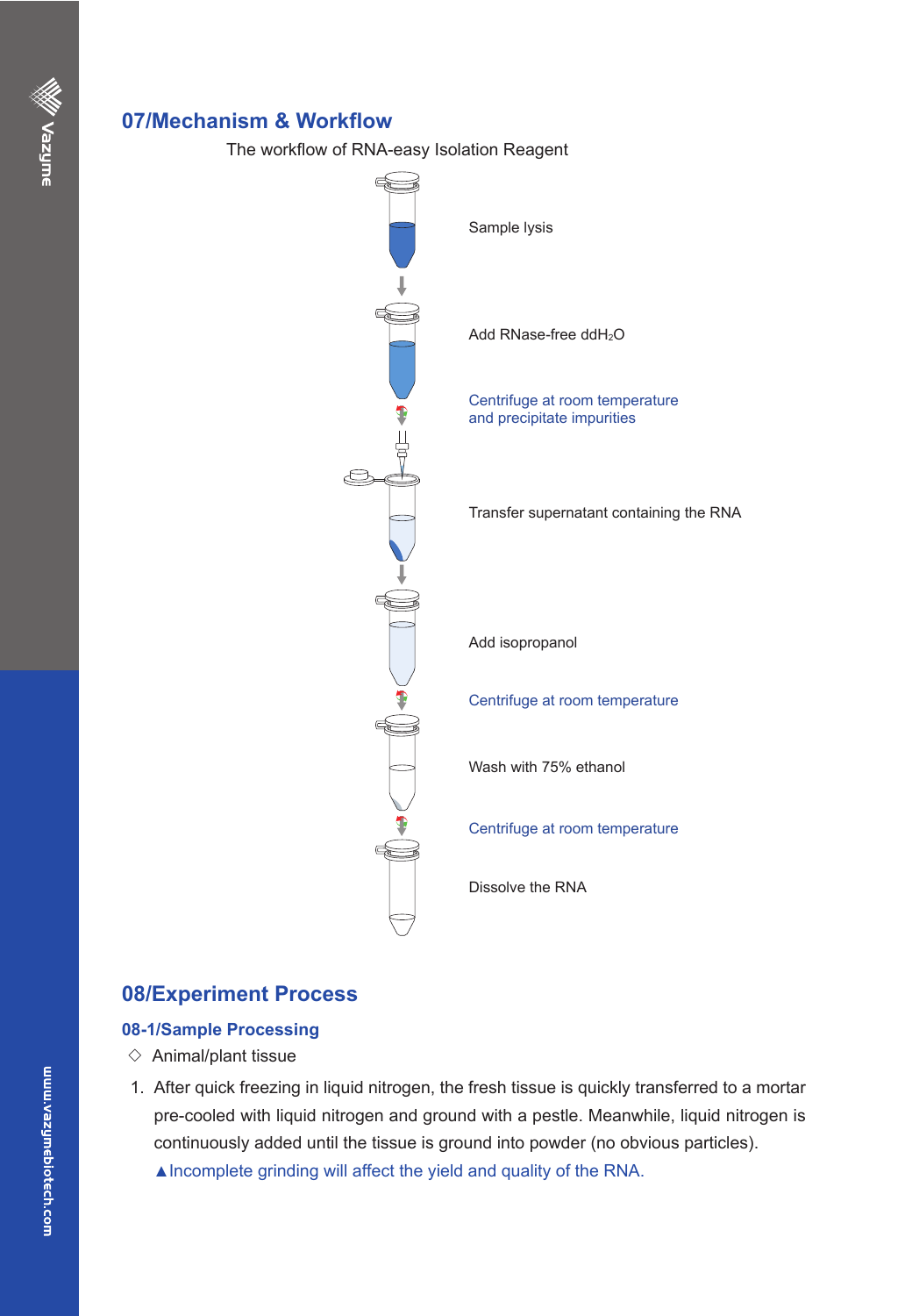## 07/Mechanism & Workflow

The workflow of RNA-easy Isolation Reagent

Sample lysis

Add RNase-free $ddH_2O$

Centrifuge at room temperature and precipitate impurities

Transfer supernatant containing the RNA

Add isopropanol

Centrifuge at room temperature

Wash with 75% ethanol

Centrifuge at room temperature

Dissolve the RNA

## 08/Experiment Process

### 08-1/Sample Processing

◇ Animal/plant tissue

1. After quick freezing in liquid nitrogen, the fresh tissue is quickly transferred to a mortar pre-cooled with liquid nitrogen and ground with a pestle. Meanwhile, liquid nitrogen is continuously added until the tissue is ground into powder (no obvious particles).

   ▲Incomplete grinding will affect the yield and quality of the RNA.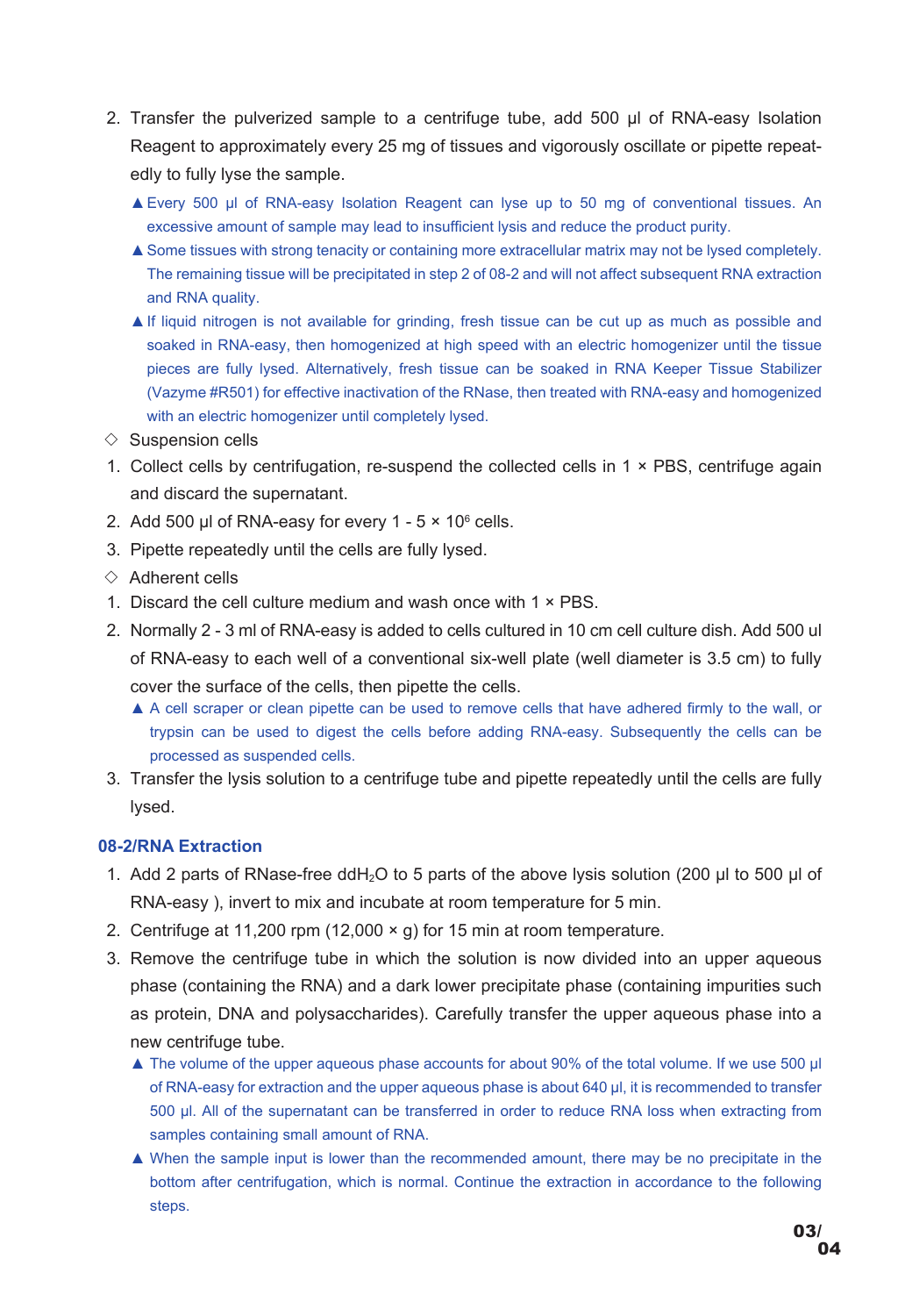2. Transfer the pulverized sample to a centrifuge tube, add 500 µl of RNA-easy Isolation Reagent to approximately every 25 mg of tissues and vigorously oscillate or pipette repeatedly to fully lyse the sample.

   ▲ Every 500 µl of RNA-easy Isolation Reagent can lyse up to 50 mg of conventional tissues. An excessive amount of sample may lead to insufficient lysis and reduce the product purity.

   ▲ Some tissues with strong tenacity or containing more extracellular matrix may not be lysed completely. The remaining tissue will be precipitated in step 2 of 08-2 and will not affect subsequent RNA extraction and RNA quality.

   ▲ If liquid nitrogen is not available for grinding, fresh tissue can be cut up as much as possible and soaked in RNA-easy, then homogenized at high speed with an electric homogenizer until the tissue pieces are fully lysed. Alternatively, fresh tissue can be soaked in RNA Keeper Tissue Stabilizer (Vazyme #R501) for effective inactivation of the RNase, then treated with RNA-easy and homogenized with an electric homogenizer until completely lysed.

◇ Suspension cells

1. Collect cells by centrifugation, re-suspend the collected cells in 1 × PBS, centrifuge again and discard the supernatant.
2. Add 500 µl of RNA-easy for every 1 - 5 × $10^6$ cells.
3. Pipette repeatedly until the cells are fully lysed.

◇ Adherent cells

1. Discard the cell culture medium and wash once with 1 × PBS.
2. Normally 2 - 3 ml of RNA-easy is added to cells cultured in 10 cm cell culture dish. Add 500 ul of RNA-easy to each well of a conventional six-well plate (well diameter is 3.5 cm) to fully cover the surface of the cells, then pipette the cells.

   ▲ A cell scraper or clean pipette can be used to remove cells that have adhered firmly to the wall, or trypsin can be used to digest the cells before adding RNA-easy. Subsequently the cells can be processed as suspended cells.

3. Transfer the lysis solution to a centrifuge tube and pipette repeatedly until the cells are fully lysed.

### 08-2/RNA Extraction

1. Add 2 parts of RNase-free $ddH_2O$ to 5 parts of the above lysis solution (200 µl to 500 µl of RNA-easy ), invert to mix and incubate at room temperature for 5 min.
2. Centrifuge at 11,200 rpm (12,000 × g) for 15 min at room temperature.
3. Remove the centrifuge tube in which the solution is now divided into an upper aqueous phase (containing the RNA) and a dark lower precipitate phase (containing impurities such as protein, DNA and polysaccharides). Carefully transfer the upper aqueous phase into a new centrifuge tube.

   ▲ The volume of the upper aqueous phase accounts for about 90% of the total volume. If we use 500 µl of RNA-easy for extraction and the upper aqueous phase is about 640 µl, it is recommended to transfer 500 µl. All of the supernatant can be transferred in order to reduce RNA loss when extracting from samples containing small amount of RNA.

   ▲ When the sample input is lower than the recommended amount, there may be no precipitate in the bottom after centrifugation, which is normal. Continue the extraction in accordance to the following steps.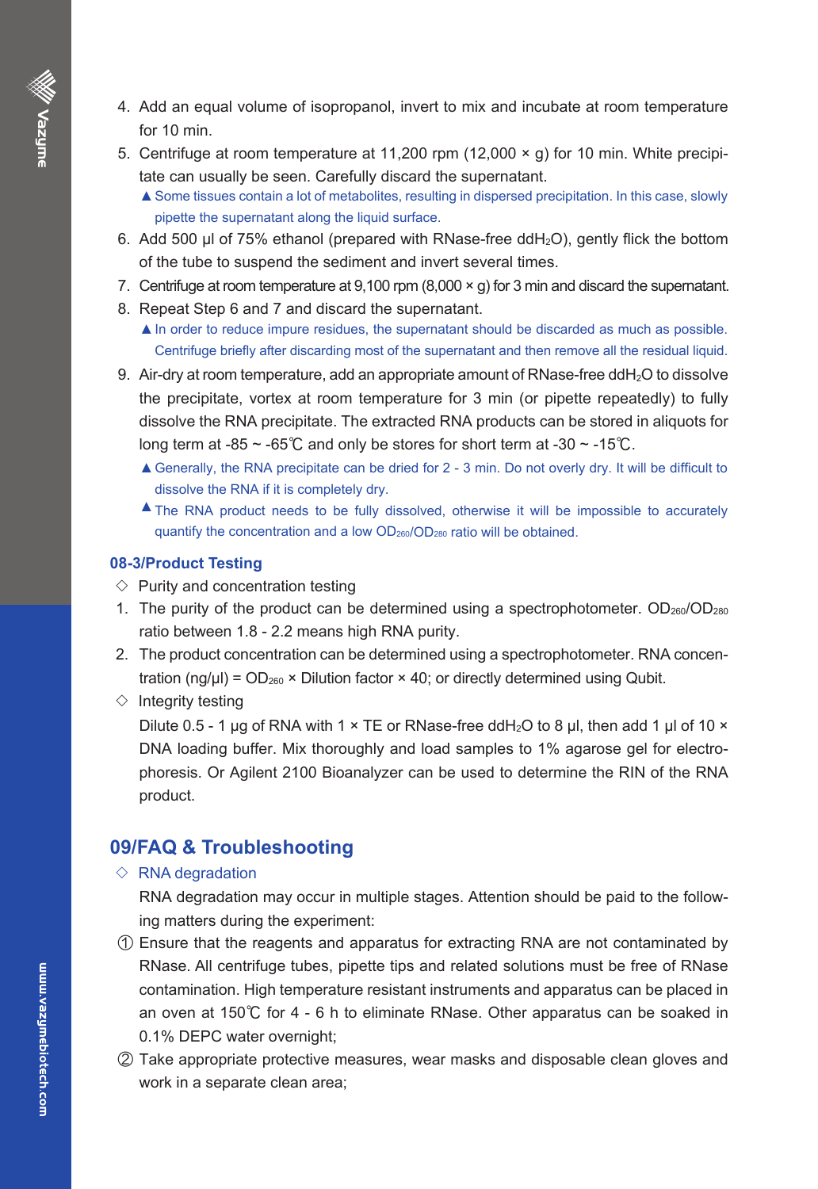4. Add an equal volume of isopropanol, invert to mix and incubate at room temperature for 10 min.
5. Centrifuge at room temperature at 11,200 rpm (12,000 × g) for 10 min. White precipitate can usually be seen. Carefully discard the supernatant.
   ▲ Some tissues contain a lot of metabolites, resulting in dispersed precipitation. In this case, slowly pipette the supernatant along the liquid surface.
6. Add 500 μl of 75% ethanol (prepared with RNase-free $ddH_2O$), gently flick the bottom of the tube to suspend the sediment and invert several times.
7. Centrifuge at room temperature at 9,100 rpm (8,000 × g) for 3 min and discard the supernatant.
8. Repeat Step 6 and 7 and discard the supernatant.
   ▲ In order to reduce impure residues, the supernatant should be discarded as much as possible. Centrifuge briefly after discarding most of the supernatant and then remove all the residual liquid.
9. Air-dry at room temperature, add an appropriate amount of RNase-free $ddH_2O$ to dissolve the precipitate, vortex at room temperature for 3 min (or pipette repeatedly) to fully dissolve the RNA precipitate. The extracted RNA products can be stored in aliquots for long term at -85 ~ -65℃ and only be stores for short term at -30 ~ -15℃.
   ▲ Generally, the RNA precipitate can be dried for 2 - 3 min. Do not overly dry. It will be difficult to dissolve the RNA if it is completely dry.
   ▲ The RNA product needs to be fully dissolved, otherwise it will be impossible to accurately quantify the concentration and a low $OD_{260}/OD_{280}$ ratio will be obtained.

### 08-3/Product Testing

◇ Purity and concentration testing

1. The purity of the product can be determined using a spectrophotometer. $OD_{260}/OD_{280}$ ratio between 1.8 - 2.2 means high RNA purity.
2. The product concentration can be determined using a spectrophotometer. RNA concentration (ng/μl) = $OD_{260}$ × Dilution factor × 40; or directly determined using Qubit.

◇ Integrity testing

Dilute 0.5 - 1 μg of RNA with 1 × TE or RNase-free $ddH_2O$ to 8 μl, then add 1 μl of 10 × DNA loading buffer. Mix thoroughly and load samples to 1% agarose gel for electrophoresis. Or Agilent 2100 Bioanalyzer can be used to determine the RIN of the RNA product.

## 09/FAQ & Troubleshooting

◇ RNA degradation

RNA degradation may occur in multiple stages. Attention should be paid to the following matters during the experiment:

① Ensure that the reagents and apparatus for extracting RNA are not contaminated by RNase. All centrifuge tubes, pipette tips and related solutions must be free of RNase contamination. High temperature resistant instruments and apparatus can be placed in an oven at 150℃ for 4 - 6 h to eliminate RNase. Other apparatus can be soaked in 0.1% DEPC water overnight;

② Take appropriate protective measures, wear masks and disposable clean gloves and work in a separate clean area;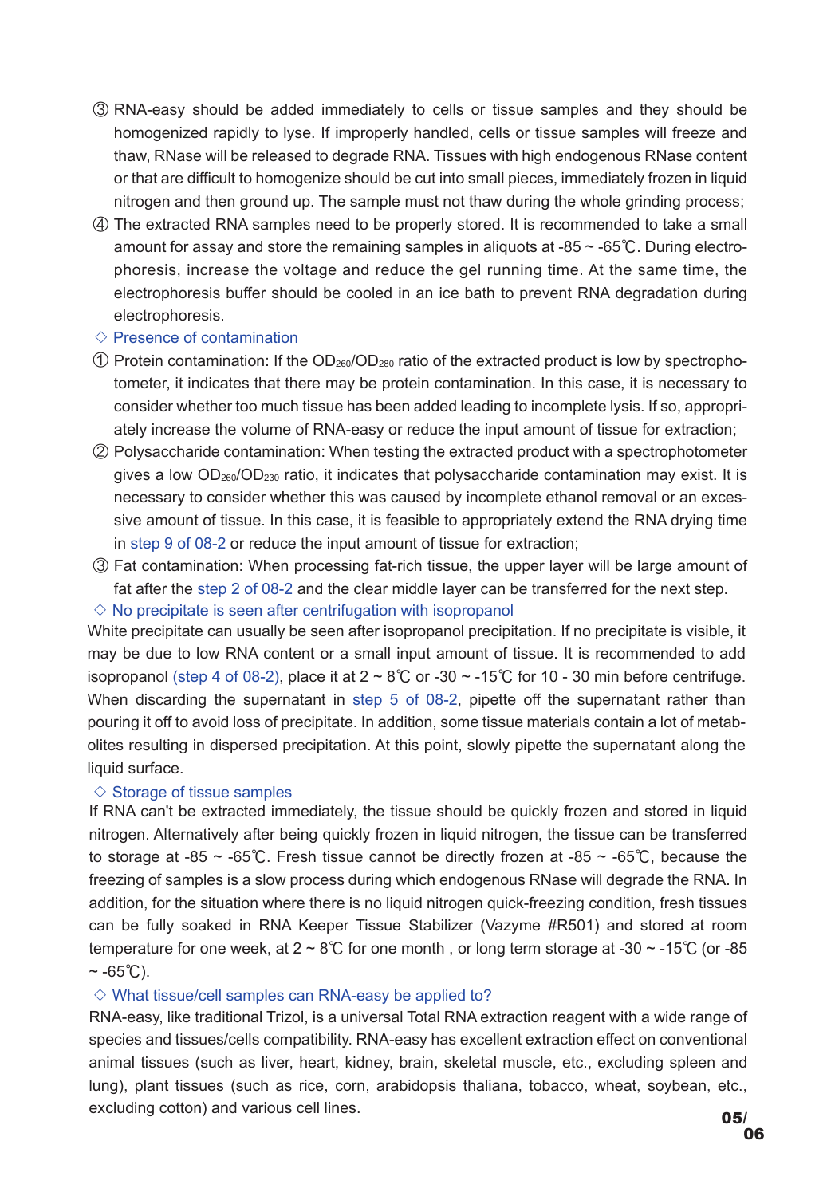③ RNA-easy should be added immediately to cells or tissue samples and they should be homogenized rapidly to lyse. If improperly handled, cells or tissue samples will freeze and thaw, RNase will be released to degrade RNA. Tissues with high endogenous RNase content or that are difficult to homogenize should be cut into small pieces, immediately frozen in liquid nitrogen and then ground up. The sample must not thaw during the whole grinding process;

④ The extracted RNA samples need to be properly stored. It is recommended to take a small amount for assay and store the remaining samples in aliquots at -85 ~ -65℃. During electrophoresis, increase the voltage and reduce the gel running time. At the same time, the electrophoresis buffer should be cooled in an ice bath to prevent RNA degradation during electrophoresis.

### ◇ Presence of contamination

① Protein contamination: If the $OD_{260}/OD_{280}$ ratio of the extracted product is low by spectrophotometer, it indicates that there may be protein contamination. In this case, it is necessary to consider whether too much tissue has been added leading to incomplete lysis. If so, appropriately increase the volume of RNA-easy or reduce the input amount of tissue for extraction;

② Polysaccharide contamination: When testing the extracted product with a spectrophotometer gives a low $OD_{260}/OD_{230}$ ratio, it indicates that polysaccharide contamination may exist. It is necessary to consider whether this was caused by incomplete ethanol removal or an excessive amount of tissue. In this case, it is feasible to appropriately extend the RNA drying time in step 9 of 08-2 or reduce the input amount of tissue for extraction;

③ Fat contamination: When processing fat-rich tissue, the upper layer will be large amount of fat after the step 2 of 08-2 and the clear middle layer can be transferred for the next step.

### ◇ No precipitate is seen after centrifugation with isopropanol

White precipitate can usually be seen after isopropanol precipitation. If no precipitate is visible, it may be due to low RNA content or a small input amount of tissue. It is recommended to add isopropanol (step 4 of 08-2), place it at 2 ~ 8℃ or -30 ~ -15℃ for 10 - 30 min before centrifuge. When discarding the supernatant in step 5 of 08-2, pipette off the supernatant rather than pouring it off to avoid loss of precipitate. In addition, some tissue materials contain a lot of metabolites resulting in dispersed precipitation. At this point, slowly pipette the supernatant along the liquid surface.

### ◇ Storage of tissue samples

If RNA can't be extracted immediately, the tissue should be quickly frozen and stored in liquid nitrogen. Alternatively after being quickly frozen in liquid nitrogen, the tissue can be transferred to storage at -85 ~ -65℃. Fresh tissue cannot be directly frozen at -85 ~ -65℃, because the freezing of samples is a slow process during which endogenous RNase will degrade the RNA. In addition, for the situation where there is no liquid nitrogen quick-freezing condition, fresh tissues can be fully soaked in RNA Keeper Tissue Stabilizer (Vazyme #R501) and stored at room temperature for one week, at 2 ~ 8℃ for one month , or long term storage at -30 ~ -15℃ (or -85 ~ -65℃).

### ◇ What tissue/cell samples can RNA-easy be applied to?

RNA-easy, like traditional Trizol, is a universal Total RNA extraction reagent with a wide range of species and tissues/cells compatibility. RNA-easy has excellent extraction effect on conventional animal tissues (such as liver, heart, kidney, brain, skeletal muscle, etc., excluding spleen and lung), plant tissues (such as rice, corn, arabidopsis thaliana, tobacco, wheat, soybean, etc., excluding cotton) and various cell lines.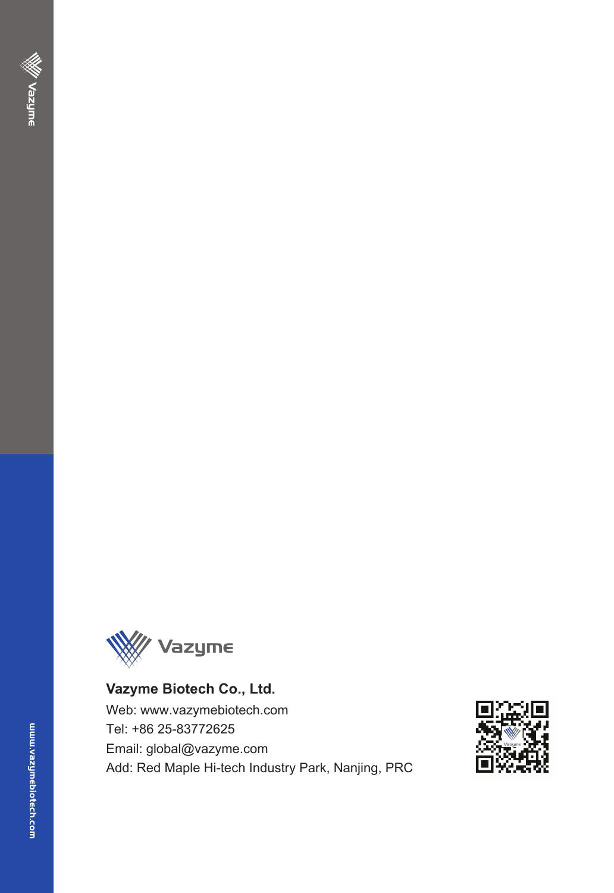Vazyme

**Vazyme Biotech Co., Ltd.**

Web: www.vazymebiotech.com

Tel: +86 25-83772625

Email: global@vazyme.com

Add: Red Maple Hi-tech Industry Park, Nanjing, PRC